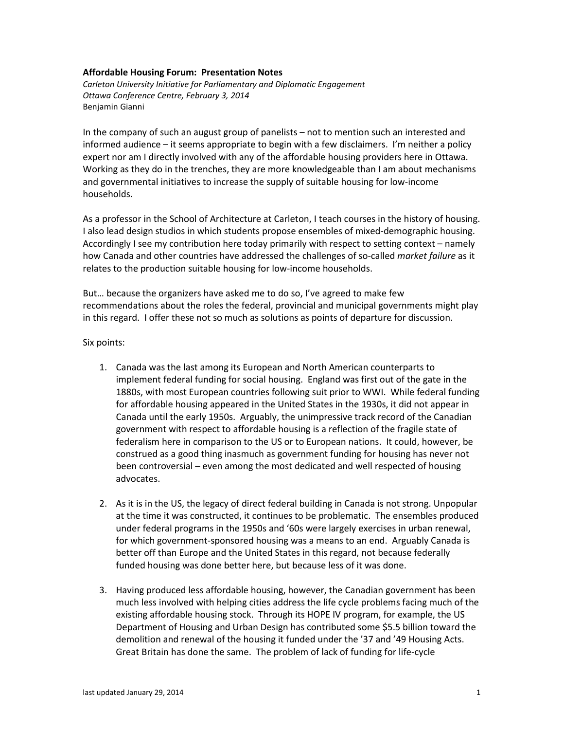**Affordable Housing Forum: Presentation Notes**

*Carleton University Initiative for Parliamentary and Diplomatic Engagement*
*Ottawa Conference Centre, February 3, 2014*
Benjamin Gianni

In the company of such an august group of panelists – not to mention such an interested and informed audience – it seems appropriate to begin with a few disclaimers. I'm neither a policy expert nor am I directly involved with any of the affordable housing providers here in Ottawa. Working as they do in the trenches, they are more knowledgeable than I am about mechanisms and governmental initiatives to increase the supply of suitable housing for low-income households.

As a professor in the School of Architecture at Carleton, I teach courses in the history of housing. I also lead design studios in which students propose ensembles of mixed-demographic housing. Accordingly I see my contribution here today primarily with respect to setting context – namely how Canada and other countries have addressed the challenges of so-called *market failure* as it relates to the production suitable housing for low-income households.

But… because the organizers have asked me to do so, I've agreed to make few recommendations about the roles the federal, provincial and municipal governments might play in this regard. I offer these not so much as solutions as points of departure for discussion.

Six points:

1. Canada was the last among its European and North American counterparts to implement federal funding for social housing. England was first out of the gate in the 1880s, with most European countries following suit prior to WWI. While federal funding for affordable housing appeared in the United States in the 1930s, it did not appear in Canada until the early 1950s. Arguably, the unimpressive track record of the Canadian government with respect to affordable housing is a reflection of the fragile state of federalism here in comparison to the US or to European nations. It could, however, be construed as a good thing inasmuch as government funding for housing has never not been controversial – even among the most dedicated and well respected of housing advocates.

2. As it is in the US, the legacy of direct federal building in Canada is not strong. Unpopular at the time it was constructed, it continues to be problematic. The ensembles produced under federal programs in the 1950s and '60s were largely exercises in urban renewal, for which government-sponsored housing was a means to an end. Arguably Canada is better off than Europe and the United States in this regard, not because federally funded housing was done better here, but because less of it was done.

3. Having produced less affordable housing, however, the Canadian government has been much less involved with helping cities address the life cycle problems facing much of the existing affordable housing stock. Through its HOPE IV program, for example, the US Department of Housing and Urban Design has contributed some $5.5 billion toward the demolition and renewal of the housing it funded under the '37 and '49 Housing Acts. Great Britain has done the same. The problem of lack of funding for life-cycle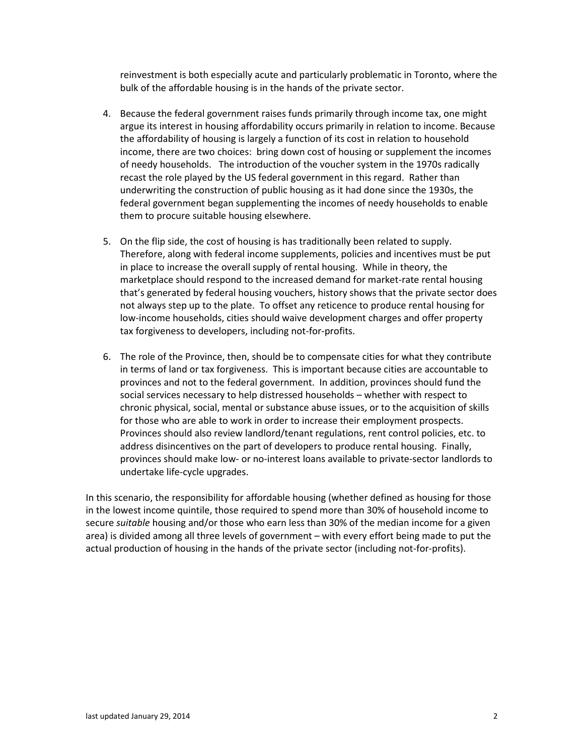reinvestment is both especially acute and particularly problematic in Toronto, where the bulk of the affordable housing is in the hands of the private sector.

4. Because the federal government raises funds primarily through income tax, one might argue its interest in housing affordability occurs primarily in relation to income. Because the affordability of housing is largely a function of its cost in relation to household income, there are two choices: bring down cost of housing or supplement the incomes of needy households. The introduction of the voucher system in the 1970s radically recast the role played by the US federal government in this regard. Rather than underwriting the construction of public housing as it had done since the 1930s, the federal government began supplementing the incomes of needy households to enable them to procure suitable housing elsewhere.

5. On the flip side, the cost of housing is has traditionally been related to supply. Therefore, along with federal income supplements, policies and incentives must be put in place to increase the overall supply of rental housing. While in theory, the marketplace should respond to the increased demand for market-rate rental housing that's generated by federal housing vouchers, history shows that the private sector does not always step up to the plate. To offset any reticence to produce rental housing for low-income households, cities should waive development charges and offer property tax forgiveness to developers, including not-for-profits.

6. The role of the Province, then, should be to compensate cities for what they contribute in terms of land or tax forgiveness. This is important because cities are accountable to provinces and not to the federal government. In addition, provinces should fund the social services necessary to help distressed households – whether with respect to chronic physical, social, mental or substance abuse issues, or to the acquisition of skills for those who are able to work in order to increase their employment prospects. Provinces should also review landlord/tenant regulations, rent control policies, etc. to address disincentives on the part of developers to produce rental housing. Finally, provinces should make low- or no-interest loans available to private-sector landlords to undertake life-cycle upgrades.

In this scenario, the responsibility for affordable housing (whether defined as housing for those in the lowest income quintile, those required to spend more than 30% of household income to secure *suitable* housing and/or those who earn less than 30% of the median income for a given area) is divided among all three levels of government – with every effort being made to put the actual production of housing in the hands of the private sector (including not-for-profits).

last updated January 29, 2014